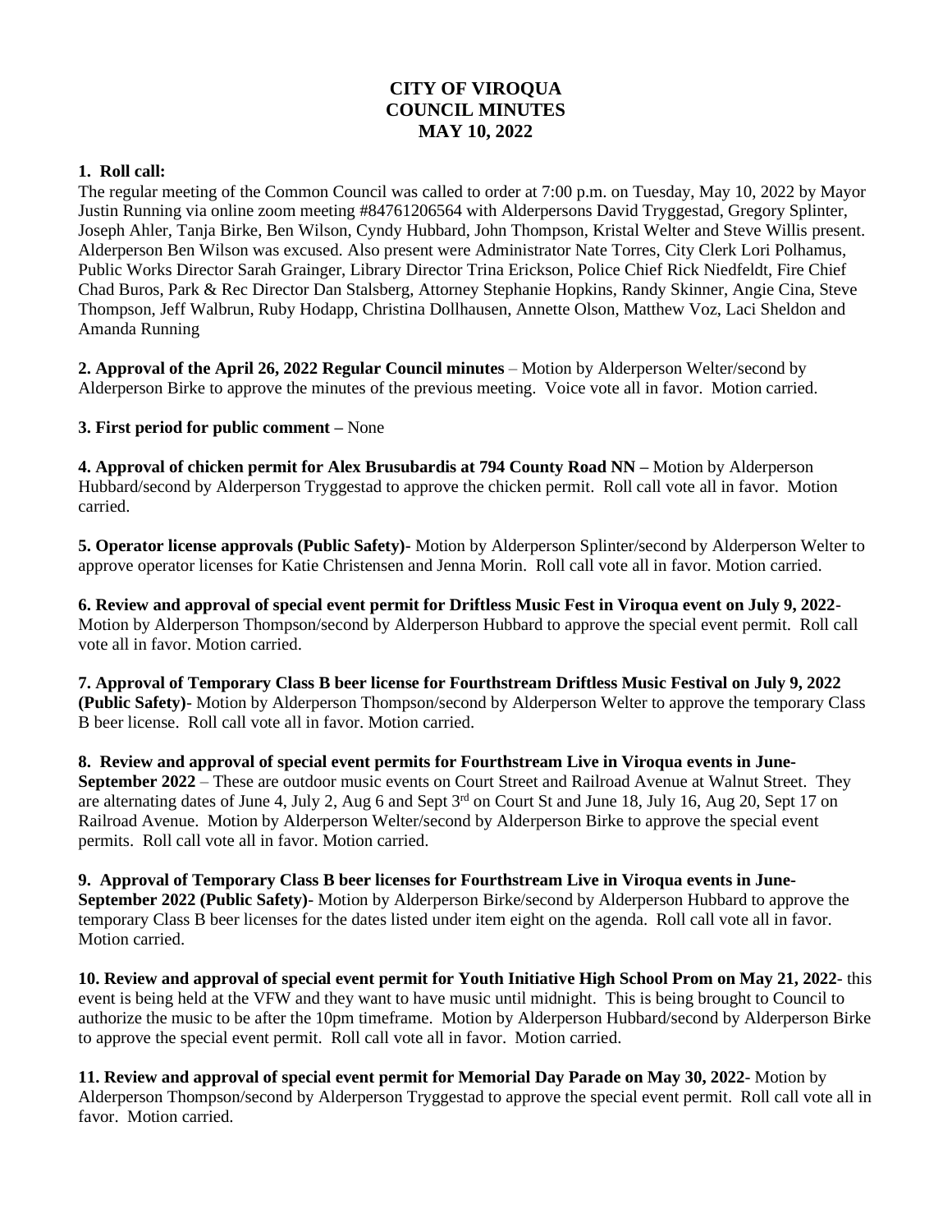# CITY OF VIROQUA
# COUNCIL MINUTES
# MAY 10, 2022

**1. Roll call:**

The regular meeting of the Common Council was called to order at 7:00 p.m. on Tuesday, May 10, 2022 by Mayor Justin Running via online zoom meeting #84761206564 with Alderpersons David Tryggestad, Gregory Splinter, Joseph Ahler, Tanja Birke, Ben Wilson, Cyndy Hubbard, John Thompson, Kristal Welter and Steve Willis present. Alderperson Ben Wilson was excused. Also present were Administrator Nate Torres, City Clerk Lori Polhamus, Public Works Director Sarah Grainger, Library Director Trina Erickson, Police Chief Rick Niedfeldt, Fire Chief Chad Buros, Park & Rec Director Dan Stalsberg, Attorney Stephanie Hopkins, Randy Skinner, Angie Cina, Steve Thompson, Jeff Walbrun, Ruby Hodapp, Christina Dollhausen, Annette Olson, Matthew Voz, Laci Sheldon and Amanda Running

**2. Approval of the April 26, 2022 Regular Council minutes** – Motion by Alderperson Welter/second by Alderperson Birke to approve the minutes of the previous meeting. Voice vote all in favor. Motion carried.

**3. First period for public comment –** None

**4. Approval of chicken permit for Alex Brusubardis at 794 County Road NN –** Motion by Alderperson Hubbard/second by Alderperson Tryggestad to approve the chicken permit. Roll call vote all in favor. Motion carried.

**5. Operator license approvals (Public Safety)**- Motion by Alderperson Splinter/second by Alderperson Welter to approve operator licenses for Katie Christensen and Jenna Morin. Roll call vote all in favor. Motion carried.

**6. Review and approval of special event permit for Driftless Music Fest in Viroqua event on July 9, 2022**- Motion by Alderperson Thompson/second by Alderperson Hubbard to approve the special event permit. Roll call vote all in favor. Motion carried.

**7. Approval of Temporary Class B beer license for Fourthstream Driftless Music Festival on July 9, 2022 (Public Safety)**- Motion by Alderperson Thompson/second by Alderperson Welter to approve the temporary Class B beer license. Roll call vote all in favor. Motion carried.

**8. Review and approval of special event permits for Fourthstream Live in Viroqua events in June-September 2022** – These are outdoor music events on Court Street and Railroad Avenue at Walnut Street. They are alternating dates of June 4, July 2, Aug 6 and Sept 3rd on Court St and June 18, July 16, Aug 20, Sept 17 on Railroad Avenue. Motion by Alderperson Welter/second by Alderperson Birke to approve the special event permits. Roll call vote all in favor. Motion carried.

**9. Approval of Temporary Class B beer licenses for Fourthstream Live in Viroqua events in June-September 2022 (Public Safety)**- Motion by Alderperson Birke/second by Alderperson Hubbard to approve the temporary Class B beer licenses for the dates listed under item eight on the agenda. Roll call vote all in favor. Motion carried.

**10. Review and approval of special event permit for Youth Initiative High School Prom on May 21, 2022**- this event is being held at the VFW and they want to have music until midnight. This is being brought to Council to authorize the music to be after the 10pm timeframe. Motion by Alderperson Hubbard/second by Alderperson Birke to approve the special event permit. Roll call vote all in favor. Motion carried.

**11. Review and approval of special event permit for Memorial Day Parade on May 30, 2022**- Motion by Alderperson Thompson/second by Alderperson Tryggestad to approve the special event permit. Roll call vote all in favor. Motion carried.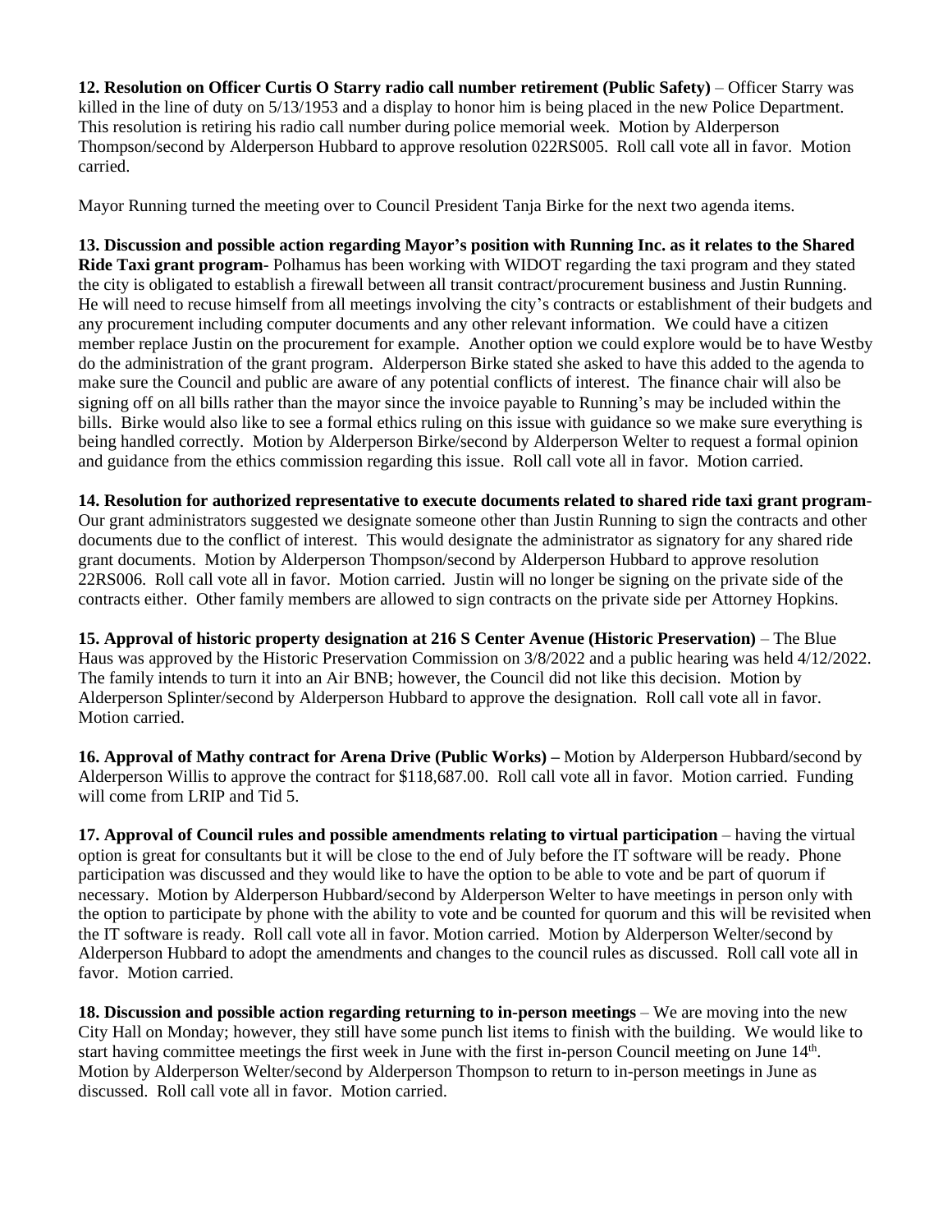**12. Resolution on Officer Curtis O Starry radio call number retirement (Public Safety)** – Officer Starry was killed in the line of duty on 5/13/1953 and a display to honor him is being placed in the new Police Department. This resolution is retiring his radio call number during police memorial week. Motion by Alderperson Thompson/second by Alderperson Hubbard to approve resolution 022RS005. Roll call vote all in favor. Motion carried.

Mayor Running turned the meeting over to Council President Tanja Birke for the next two agenda items.

**13. Discussion and possible action regarding Mayor's position with Running Inc. as it relates to the Shared Ride Taxi grant program**- Polhamus has been working with WIDOT regarding the taxi program and they stated the city is obligated to establish a firewall between all transit contract/procurement business and Justin Running. He will need to recuse himself from all meetings involving the city's contracts or establishment of their budgets and any procurement including computer documents and any other relevant information. We could have a citizen member replace Justin on the procurement for example. Another option we could explore would be to have Westby do the administration of the grant program. Alderperson Birke stated she asked to have this added to the agenda to make sure the Council and public are aware of any potential conflicts of interest. The finance chair will also be signing off on all bills rather than the mayor since the invoice payable to Running's may be included within the bills. Birke would also like to see a formal ethics ruling on this issue with guidance so we make sure everything is being handled correctly. Motion by Alderperson Birke/second by Alderperson Welter to request a formal opinion and guidance from the ethics commission regarding this issue. Roll call vote all in favor. Motion carried.

**14. Resolution for authorized representative to execute documents related to shared ride taxi grant program**- Our grant administrators suggested we designate someone other than Justin Running to sign the contracts and other documents due to the conflict of interest. This would designate the administrator as signatory for any shared ride grant documents. Motion by Alderperson Thompson/second by Alderperson Hubbard to approve resolution 22RS006. Roll call vote all in favor. Motion carried. Justin will no longer be signing on the private side of the contracts either. Other family members are allowed to sign contracts on the private side per Attorney Hopkins.

**15. Approval of historic property designation at 216 S Center Avenue (Historic Preservation)** – The Blue Haus was approved by the Historic Preservation Commission on 3/8/2022 and a public hearing was held 4/12/2022. The family intends to turn it into an Air BNB; however, the Council did not like this decision. Motion by Alderperson Splinter/second by Alderperson Hubbard to approve the designation. Roll call vote all in favor. Motion carried.

**16. Approval of Mathy contract for Arena Drive (Public Works) –** Motion by Alderperson Hubbard/second by Alderperson Willis to approve the contract for $118,687.00. Roll call vote all in favor. Motion carried. Funding will come from LRIP and Tid 5.

**17. Approval of Council rules and possible amendments relating to virtual participation** – having the virtual option is great for consultants but it will be close to the end of July before the IT software will be ready. Phone participation was discussed and they would like to have the option to be able to vote and be part of quorum if necessary. Motion by Alderperson Hubbard/second by Alderperson Welter to have meetings in person only with the option to participate by phone with the ability to vote and be counted for quorum and this will be revisited when the IT software is ready. Roll call vote all in favor. Motion carried. Motion by Alderperson Welter/second by Alderperson Hubbard to adopt the amendments and changes to the council rules as discussed. Roll call vote all in favor. Motion carried.

**18. Discussion and possible action regarding returning to in-person meetings** – We are moving into the new City Hall on Monday; however, they still have some punch list items to finish with the building. We would like to start having committee meetings the first week in June with the first in-person Council meeting on June 14th. Motion by Alderperson Welter/second by Alderperson Thompson to return to in-person meetings in June as discussed. Roll call vote all in favor. Motion carried.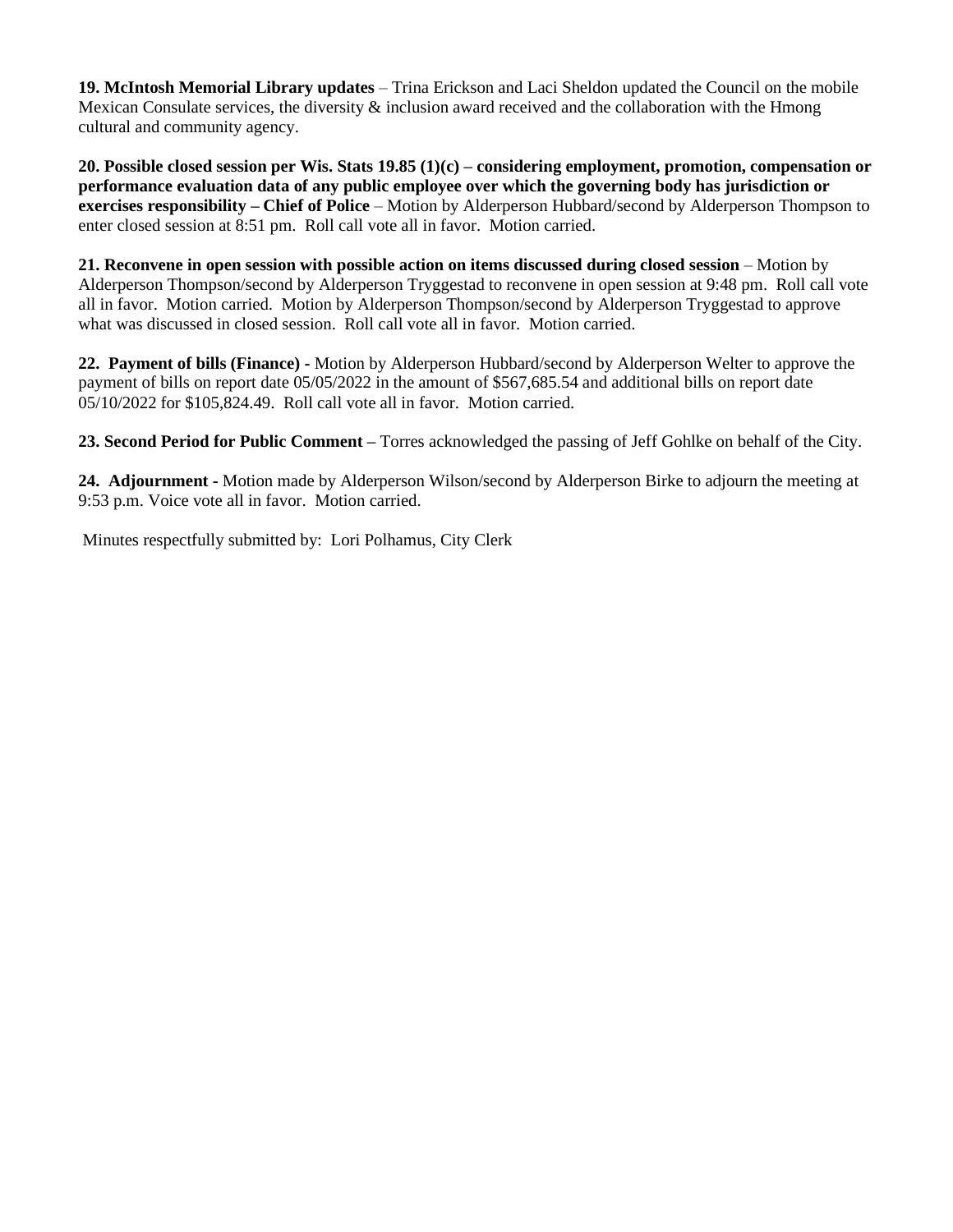**19. McIntosh Memorial Library updates** – Trina Erickson and Laci Sheldon updated the Council on the mobile Mexican Consulate services, the diversity & inclusion award received and the collaboration with the Hmong cultural and community agency.

**20. Possible closed session per Wis. Stats 19.85 (1)(c) – considering employment, promotion, compensation or performance evaluation data of any public employee over which the governing body has jurisdiction or exercises responsibility – Chief of Police** – Motion by Alderperson Hubbard/second by Alderperson Thompson to enter closed session at 8:51 pm. Roll call vote all in favor. Motion carried.

**21. Reconvene in open session with possible action on items discussed during closed session** – Motion by Alderperson Thompson/second by Alderperson Tryggestad to reconvene in open session at 9:48 pm. Roll call vote all in favor. Motion carried. Motion by Alderperson Thompson/second by Alderperson Tryggestad to approve what was discussed in closed session. Roll call vote all in favor. Motion carried.

**22. Payment of bills (Finance) -** Motion by Alderperson Hubbard/second by Alderperson Welter to approve the payment of bills on report date 05/05/2022 in the amount of $567,685.54 and additional bills on report date 05/10/2022 for $105,824.49. Roll call vote all in favor. Motion carried.

**23. Second Period for Public Comment –** Torres acknowledged the passing of Jeff Gohlke on behalf of the City.

**24. Adjournment -** Motion made by Alderperson Wilson/second by Alderperson Birke to adjourn the meeting at 9:53 p.m. Voice vote all in favor. Motion carried.

Minutes respectfully submitted by: Lori Polhamus, City Clerk